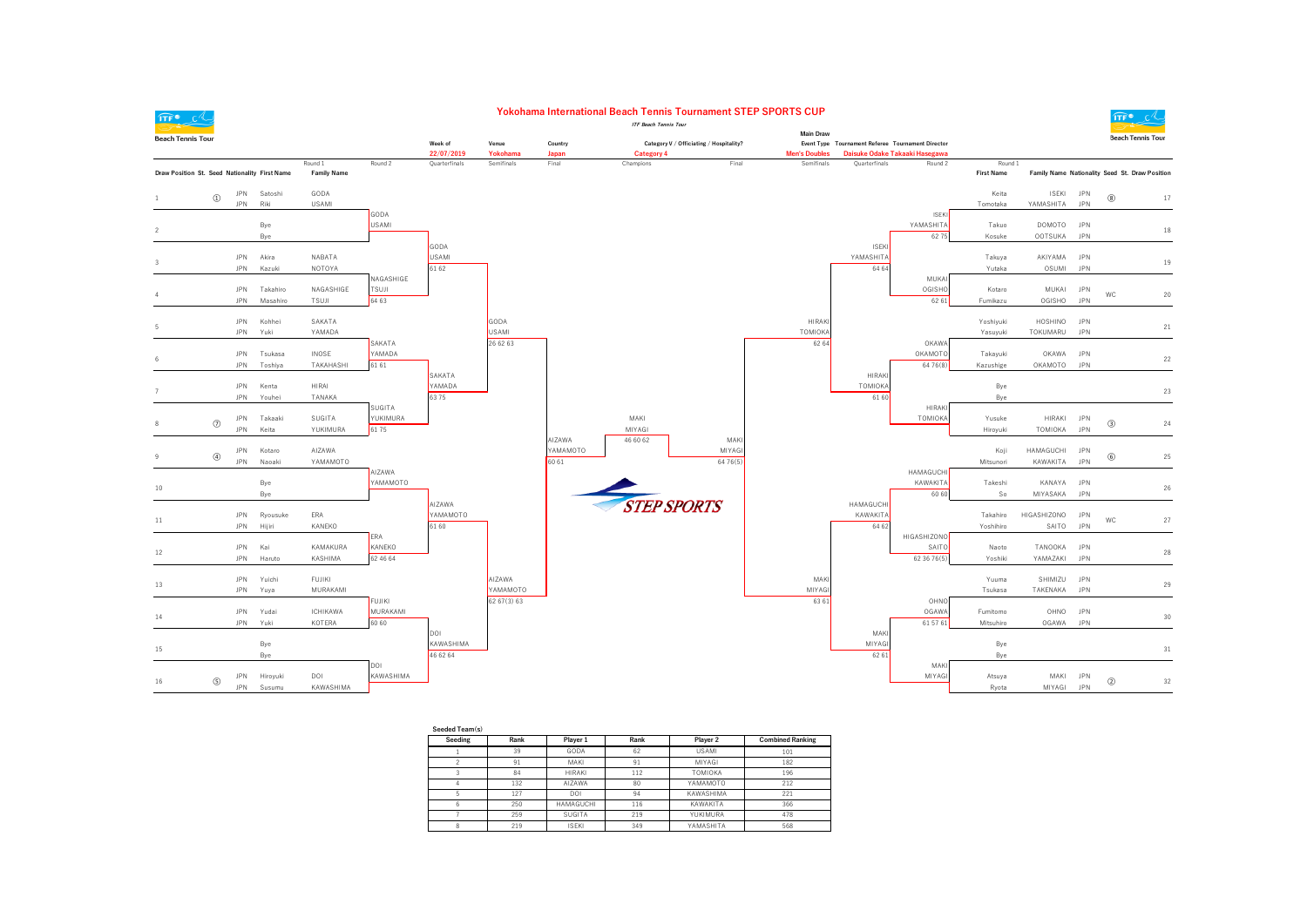# Yokohama International Beach Tennis Tournament STEP SPORTS CUP

*ITF Beach Tennis Tour*

Beach Tennis Tour

| Week of | Venue | Country | Category V / Officiating / Hospitality? | Main Draw Event Type | Tournament Referee | Tournament Director |
|---|---|---|---|---|---|---|
| 22/07/2019 | Yokohama | Japan | Category 4 | Men's Doubles | Daisuke Odake | Takaaki Hasegawa |

## Main Draw – Top Half

| Draw Position | St. | Seed | Nationality | First Name | Family Name | Round 2 | Quarterfinals | Semifinals | Final |
|---|---|---|---|---|---|---|---|---|---|
| 1 | | ① | JPN / JPN | Satoshi / Riki | GODA / USAMI | GODA / USAMI | GODA / USAMI 61 62 | GODA / USAMI 26 62 63 | AIZAWA / YAMAMOTO 60 61 |
| 2 | | | | Bye / Bye | | | | | |
| 3 | | | JPN / JPN | Akira / Kazuki | NABATA / NOTOYA | NAGASHIGE / TSUJI 64 63 | | | |
| 4 | | | JPN / JPN | Takahiro / Masahiro | NAGASHIGE / TSUJI | | | | |
| 5 | | | JPN / JPN | Kohhei / Yuki | SAKATA / YAMADA | SAKATA / YAMADA 61 61 | SAKATA / YAMADA 63 75 | | |
| 6 | | | JPN / JPN | Tsukasa / Toshiya | INOSE / TAKAHASHI | | | | |
| 7 | | | JPN / JPN | Kenta / Youhei | HIRAI / TANAKA | SUGITA / YUKIMURA 61 75 | | | |
| 8 | | ⑦ | JPN / JPN | Takaaki / Keita | SUGITA / YUKIMURA | | | | |
| 9 | | ④ | JPN / JPN | Kotaro / Naoaki | AIZAWA / YAMAMOTO | AIZAWA / YAMAMOTO | AIZAWA / YAMAMOTO 61 60 | AIZAWA / YAMAMOTO 62 67(3) 63 | |
| 10 | | | | Bye / Bye | | | | | |
| 11 | | | JPN / JPN | Ryousuke / Hijiri | ERA / KANEKO | ERA / KANEKO 62 46 64 | | | |
| 12 | | | JPN / JPN | Kai / Haruto | KAMAKURA / KASHIMA | | | | |
| 13 | | | JPN / JPN | Yuichi / Yuya | FUJIKI / MURAKAMI | FUJIKI / MURAKAMI 60 60 | DOI / KAWASHIMA 46 62 64 | | |
| 14 | | | JPN / JPN | Yudai / Yuki | ICHIKAWA / KOTERA | | | | |
| 15 | | | | Bye / Bye | | DOI / KAWASHIMA | | | |
| 16 | | ⑤ | JPN / JPN | Hiroyuki / Susumu | DOI / KAWASHIMA | | | | |

## Champions

**MAKI / MIYAGI** 46 60 62

## Main Draw – Bottom Half

| Draw Position | St. | Seed | Nationality | First Name | Family Name | Round 2 | Quarterfinals | Semifinals | Final |
|---|---|---|---|---|---|---|---|---|---|
| 17 | | ⑧ | JPN / JPN | Keita / Tomotaka | ISEKI / YAMASHITA | ISEKI / YAMASHITA 62 75 | ISEKI / YAMASHITA 64 64 | HIRAKI / TOMIOKA 62 64 | MAKI / MIYAGI 64 76(5) |
| 18 | | | JPN / JPN | Takuo / Kosuke | DOMOTO / OOTSUKA | | | | |
| 19 | | | JPN / JPN | Takuya / Yutaka | AKIYAMA / OSUMI | MUKAI / OGISHO 62 61 | | | |
| 20 | | WC | JPN / JPN | Kotaro / Fumikazu | MUKAI / OGISHO | | | | |
| 21 | | | JPN / JPN | Yoshiyuki / Yasuyuki | HOSHINO / TOKUMARU | OKAWA / OKAMOTO 64 76(8) | HIRAKI / TOMIOKA 61 60 | | |
| 22 | | | JPN / JPN | Takayuki / Kazushige | OKAWA / OKAMOTO | | | | |
| 23 | | | | Bye / Bye | | HIRAKI / TOMIOKA | | | |
| 24 | | ③ | JPN / JPN | Yusuke / Hiroyuki | HIRAKI / TOMIOKA | | | | |
| 25 | | ⑥ | JPN / JPN | Koji / Mitsunori | HAMAGUCHI / KAWAKITA | HAMAGUCHI / KAWAKITA 60 60 | HAMAGUCHI / KAWAKITA 64 62 | MAKI / MIYAGI 63 61 | |
| 26 | | | JPN / JPN | Takeshi / Su | KANAYA / MIYASAKA | | | | |
| 27 | | WC | JPN / JPN | Takahiro / Yoshihiro | HIGASHIZONO / SAITO | HIGASHIZONO / SAITO 62 36 76(5) | | | |
| 28 | | | JPN / JPN | Naoto / Yoshiki | TANOOKA / YAMAZAKI | | | | |
| 29 | | | JPN / JPN | Yuuma / Tsukasa | SHIMIZU / TAKENAKA | OHNO / OGAWA 61 57 61 | MAKI / MIYAGI 62 61 | | |
| 30 | | | JPN / JPN | Fumitomo / Mitsuhiro | OHNO / OGAWA | | | | |
| 31 | | | | Bye / Bye | | MAKI / MIYAGI | | | |
| 32 | | ② | JPN / JPN | Atsuya / Ryota | MAKI / MIYAGI | | | | |

STEP SPORTS

## Seeded Team(s)

| Seeding | Rank | Player 1 | Rank | Player 2 | Combined Ranking |
|---|---|---|---|---|---|
| 1 | 39 | GODA | 62 | USAMI | 101 |
| 2 | 91 | MAKI | 91 | MIYAGI | 182 |
| 3 | 84 | HIRAKI | 112 | TOMIOKA | 196 |
| 4 | 132 | AIZAWA | 80 | YAMAMOTO | 212 |
| 5 | 127 | DOI | 94 | KAWASHIMA | 221 |
| 6 | 250 | HAMAGUCHI | 116 | KAWAKITA | 366 |
| 7 | 259 | SUGITA | 219 | YUKIMURA | 478 |
| 8 | 219 | ISEKI | 349 | YAMASHITA | 568 |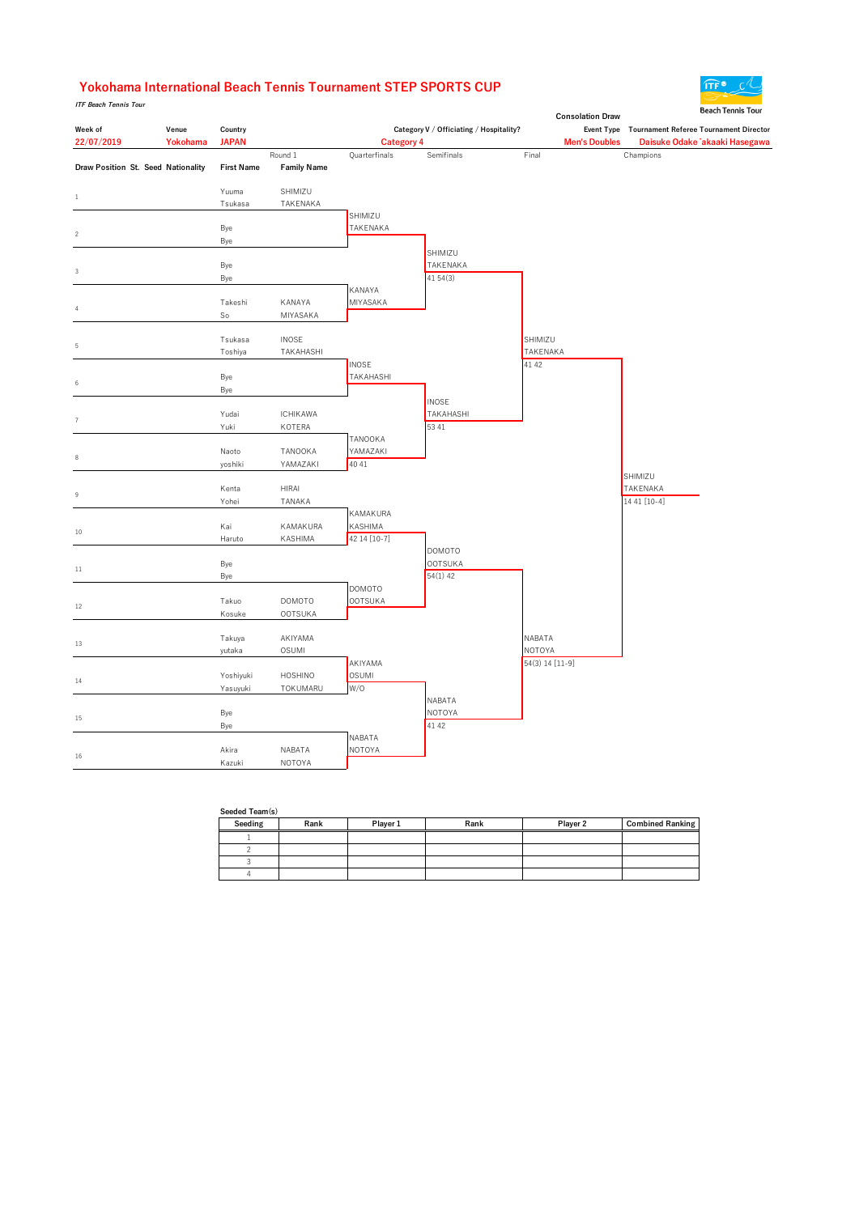# Yokohama International Beach Tennis Tournament STEP SPORTS CUP

*ITF Beach Tennis Tour*

Beach Tennis Tour

Consolation Draw

| Week of | Venue | Country | Category V / Officiating / Hospitality? | Event Type | Tournament Referee | Tournament Director |
|---|---|---|---|---|---|---|
| 22/07/2019 | Yokohama | JAPAN | Category 4 | Men's Doubles | Daisuke Odake | Takaaki Hasegawa |

| Draw Position | St. | Seed | Nationality | First Name | Family Name (Round 1) | Quarterfinals | Semifinals | Final | Champions |
|---|---|---|---|---|---|---|---|---|---|
| 1 | | | | Yuuma / Tsukasa | SHIMIZU / TAKENAKA | SHIMIZU / TAKENAKA | SHIMIZU / TAKENAKA 41 54(3) | SHIMIZU / TAKENAKA 41 42 | SHIMIZU / TAKENAKA 14 41 [10-4] |
| 2 | | | | Bye / Bye | | | | | |
| 3 | | | | Bye / Bye | | KANAYA / MIYASAKA | | | |
| 4 | | | | Takeshi / So | KANAYA / MIYASAKA | | | | |
| 5 | | | | Tsukasa / Toshiya | INOSE / TAKAHASHI | INOSE / TAKAHASHI | INOSE / TAKAHASHI 53 41 | | |
| 6 | | | | Bye / Bye | | | | | |
| 7 | | | | Yudai / Yuki | ICHIKAWA / KOTERA | TANOOKA / YAMAZAKI 40 41 | | | |
| 8 | | | | Naoto / yoshiki | TANOOKA / YAMAZAKI | | | | |
| 9 | | | | Kenta / Yohei | HIRAI / TANAKA | KAMAKURA / KASHIMA 42 14 [10-7] | DOMOTO / OOTSUKA 54(1) 42 | NABATA / NOTOYA 54(3) 14 [11-9] | |
| 10 | | | | Kai / Haruto | KAMAKURA / KASHIMA | | | | |
| 11 | | | | Bye / Bye | | DOMOTO / OOTSUKA | | | |
| 12 | | | | Takuo / Kosuke | DOMOTO / OOTSUKA | | | | |
| 13 | | | | Takuya / yutaka | AKIYAMA / OSUMI | AKIYAMA / OSUMI W/O | NABATA / NOTOYA 41 42 | | |
| 14 | | | | Yoshiyuki / Yasuyuki | HOSHINO / TOKUMARU | | | | |
| 15 | | | | Bye / Bye | | NABATA / NOTOYA | | | |
| 16 | | | | Akira / Kazuki | NABATA / NOTOYA | | | | |

**Seeded Team(s)**

| Seeding | Rank | Player 1 | Rank | Player 2 | Combined Ranking |
|---|---|---|---|---|---|
| 1 | | | | | |
| 2 | | | | | |
| 3 | | | | | |
| 4 | | | | | |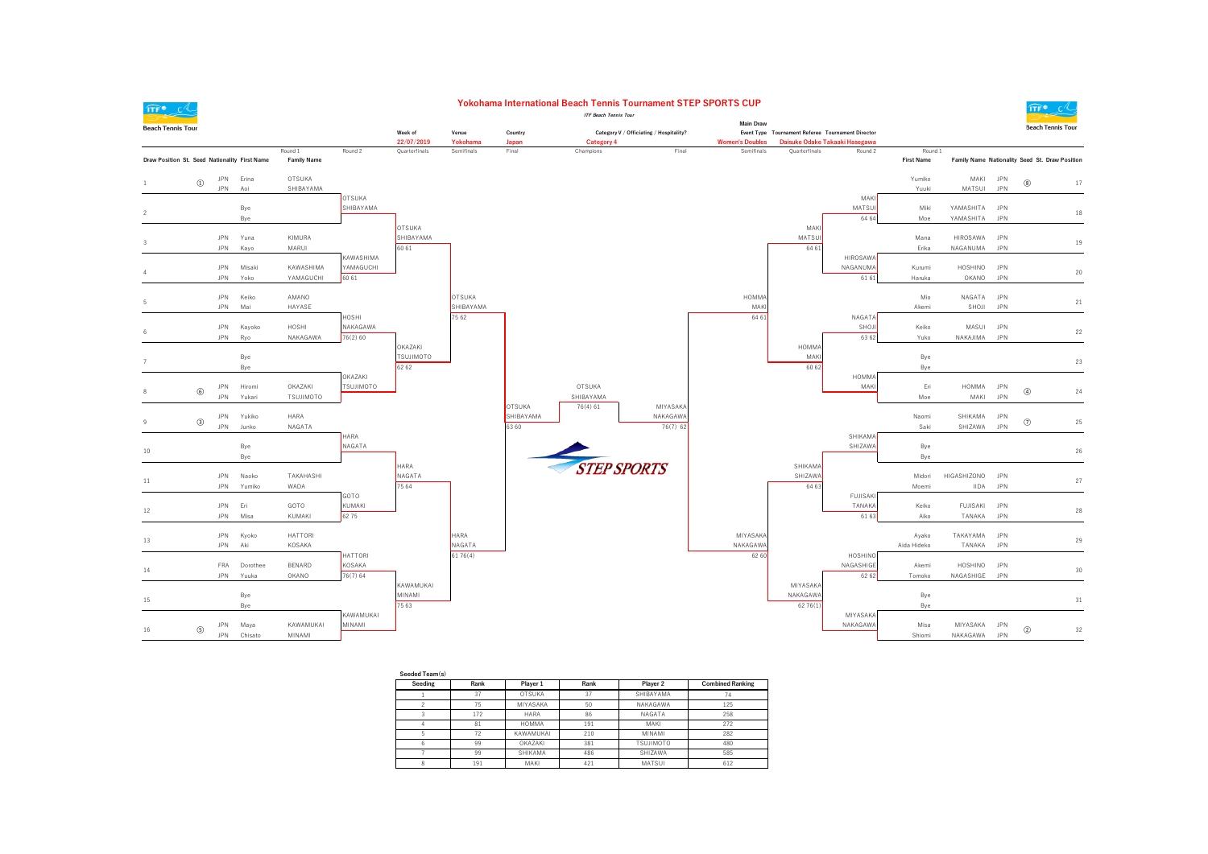# Yokohama International Beach Tennis Tournament STEP SPORTS CUP

*ITF Beach Tennis Tour*

Beach Tennis Tour

| Week of | Venue | Country | Category V / Officiating / Hospitality? | Main Draw Event Type | Tournament Referee | Tournament Director |
|---|---|---|---|---|---|---|
| 22/07/2019 | Yokohama | Japan | Category 4 | Women's Doubles | Daisuke Odake | Takaaki Hasegawa |

## Top half of draw

| Draw Position | St. | Seed | Nationality | First Name | Family Name | Round 2 | Quarterfinals | Semifinals | Final |
|---|---|---|---|---|---|---|---|---|---|
| 1 | | ① | JPN / JPN | Erina / Aoi | OTSUKA / SHIBAYAMA | OTSUKA / SHIBAYAMA | OTSUKA / SHIBAYAMA 60 61 | OTSUKA / SHIBAYAMA 75 62 | OTSUKA / SHIBAYAMA 63 60 |
| 2 | | | | Bye / Bye | | | | | |
| 3 | | | JPN / JPN | Yuna / Kayo | KIMURA / MARUI | KAWASHIMA / YAMAGUCHI 60 61 | | | |
| 4 | | | JPN / JPN | Misaki / Yoko | KAWASHIMA / YAMAGUCHI | | | | |
| 5 | | | JPN / JPN | Keiko / Mai | AMANO / HAYASE | HOSHI / NAKAGAWA 76(2) 60 | OKAZAKI / TSUJIMOTO 62 62 | | |
| 6 | | | JPN / JPN | Kayoko / Ryo | HOSHI / NAKAGAWA | | | | |
| 7 | | | | Bye / Bye | | OKAZAKI / TSUJIMOTO | | | |
| 8 | | ⑥ | JPN / JPN | Hiromi / Yukari | OKAZAKI / TSUJIMOTO | | | | |
| 9 | | ③ | JPN / JPN | Yukiko / Junko | HARA / NAGATA | HARA / NAGATA | HARA / NAGATA 75 64 | HARA / NAGATA 61 76(4) | |
| 10 | | | | Bye / Bye | | | | | |
| 11 | | | JPN / JPN | Naoko / Yumiko | TAKAHASHI / WADA | GOTO / KUMAKI 62 75 | | | |
| 12 | | | JPN / JPN | Eri / Misa | GOTO / KUMAKI | | | | |
| 13 | | | JPN / JPN | Kyoko / Aki | HATTORI / KOSAKA | HATTORI / KOSAKA 76(7) 64 | KAWAMUKAI / MINAMI 75 63 | | |
| 14 | | | FRA / JPN | Dorothee / Yuuka | BENARD / OKANO | | | | |
| 15 | | | | Bye / Bye | | KAWAMUKAI / MINAMI | | | |
| 16 | | ⑤ | JPN / JPN | Maya / Chisato | KAWAMUKAI / MINAMI | | | | |

## Champions

OTSUKA / SHIBAYAMA 76(4) 61

## Bottom half of draw

| Draw Position | St. | Seed | Nationality | First Name | Family Name | Round 2 | Quarterfinals | Semifinals | Final |
|---|---|---|---|---|---|---|---|---|---|
| 17 | | ⑧ | JPN / JPN | Yumiko / Yuuki | MAKI / MATSUI | MAKI / MATSUI 64 64 | MAKI / MATSUI 64 61 | HOMMA / MAKI 64 61 | MIYASAKA / NAKAGAWA 76(7) 62 |
| 18 | | | JPN / JPN | Miki / Moe | YAMASHITA / YAMASHITA | | | | |
| 19 | | | JPN / JPN | Mana / Erika | HIROSAWA / NAGANUMA | HIROSAWA / NAGANUMA 61 61 | | | |
| 20 | | | JPN / JPN | Kurumi / Haruka | HOSHINO / OKANO | | | | |
| 21 | | | JPN / JPN | Mio / Akemi | NAGATA / SHOJI | NAGATA / SHOJI 63 62 | HOMMA / MAKI 60 62 | | |
| 22 | | | JPN / JPN | Keiko / Yuko | MASUI / NAKAJIMA | | | | |
| 23 | | | | Bye / Bye | | HOMMA / MAKI | | | |
| 24 | | ④ | JPN / JPN | Eri / Moe | HOMMA / MAKI | | | | |
| 25 | | ⑦ | JPN / JPN | Naomi / Saki | SHIKAMA / SHIZAWA | SHIKAMA / SHIZAWA | SHIKAMA / SHIZAWA 64 63 | MIYASAKA / NAKAGAWA 62 60 | |
| 26 | | | | Bye / Bye | | | | | |
| 27 | | | JPN / JPN | Midori / Moemi | HIGASHIZONO / IIDA | FUJISAKI / TANAKA 61 63 | | | |
| 28 | | | JPN / JPN | Keiko / Aiko | FUJISAKI / TANAKA | | | | |
| 29 | | | JPN / JPN | Ayako / Aida Hideko | TAKAYAMA / TANAKA | HOSHINO / NAGASHIGE 62 62 | MIYASAKA / NAKAGAWA 62 76(1) | | |
| 30 | | | JPN / JPN | Akemi / Tomoko | HOSHINO / NAGASHIGE | | | | |
| 31 | | | | Bye / Bye | | MIYASAKA / NAKAGAWA | | | |
| 32 | | ② | JPN / JPN | Misa / Shiomi | MIYASAKA / NAKAGAWA | | | | |

STEP SPORTS

## Seeded Team(s)

| Seeding | Rank | Player 1 | Rank | Player 2 | Combined Ranking |
|---|---|---|---|---|---|
| 1 | 37 | OTSUKA | 37 | SHIBAYAMA | 74 |
| 2 | 75 | MIYASAKA | 50 | NAKAGAWA | 125 |
| 3 | 172 | HARA | 86 | NAGATA | 258 |
| 4 | 81 | HOMMA | 191 | MAKI | 272 |
| 5 | 72 | KAWAMUKAI | 210 | MINAMI | 282 |
| 6 | 99 | OKAZAKI | 381 | TSUJIMOTO | 480 |
| 7 | 99 | SHIKAMA | 486 | SHIZAWA | 585 |
| 8 | 191 | MAKI | 421 | MATSUI | 612 |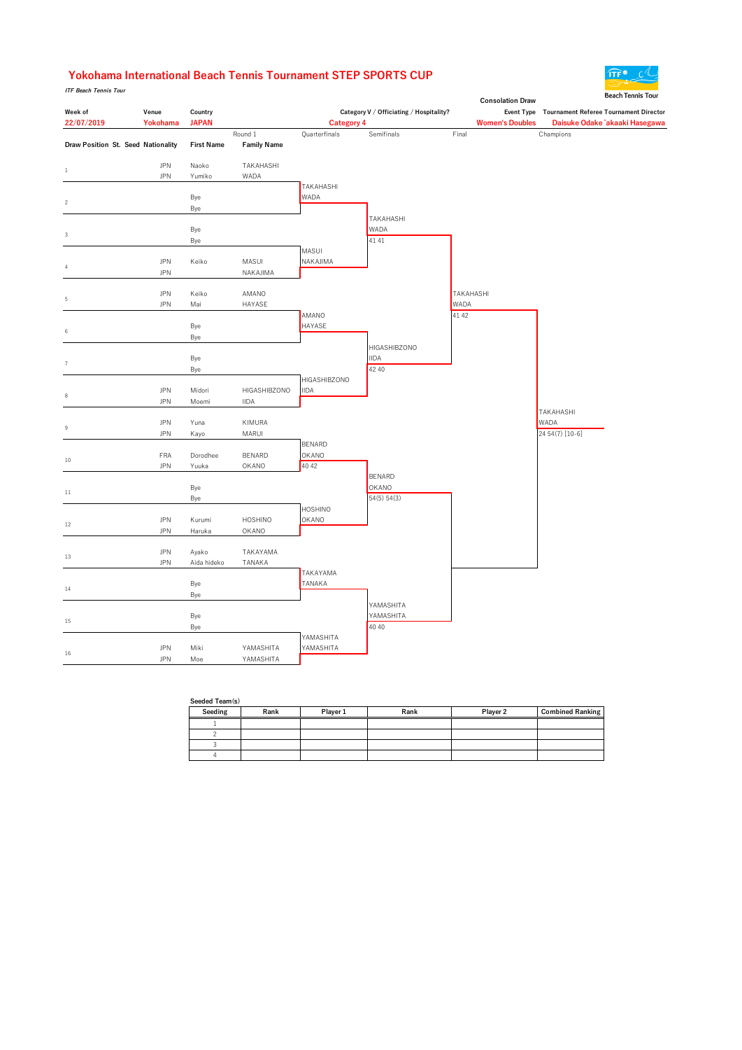# Yokohama International Beach Tennis Tournament STEP SPORTS CUP

***ITF Beach Tennis Tour***

Beach Tennis Tour

**Consolation Draw**

| Week of | Venue | Country | Category V / Officiating / Hospitality? | Event Type | Tournament Referee | Tournament Director |
|---|---|---|---|---|---|---|
| 22/07/2019 | Yokohama | JAPAN | Category 4 | Women's Doubles | Daisuke Odake | Takaaki Hasegawa |

| Draw Position | St. | Seed | Nationality | First Name | Family Name | Round 1 / Quarterfinals | Semifinals | Final | Champions |
|---|---|---|---|---|---|---|---|---|---|
| 1 | | | JPN / JPN | Naoko / Yumiko | TAKAHASHI / WADA | TAKAHASHI / WADA | TAKAHASHI / WADA 41 41 | TAKAHASHI / WADA 41 42 | TAKAHASHI / WADA 24 54(7) [10-6] |
| 2 | | | | Bye / Bye | | | | | |
| 3 | | | | Bye / Bye | | MASUI / NAKAJIMA | | | |
| 4 | | | JPN / JPN | Keiko / | MASUI / NAKAJIMA | | | | |
| 5 | | | JPN / JPN | Keiko / Mai | AMANO / HAYASE | AMANO / HAYASE | HIGASHIBZONO / IIDA 42 40 | | |
| 6 | | | | Bye / Bye | | | | | |
| 7 | | | | Bye / Bye | | HIGASHIBZONO / IIDA | | | |
| 8 | | | JPN / JPN | Midori / Moemi | HIGASHIBZONO / IIDA | | | | |
| 9 | | | JPN / JPN | Yuna / Kayo | KIMURA / MARUI | BENARD / OKANO 40 42 | BENARD / OKANO 54(5) 54(3) | | |
| 10 | | | FRA / JPN | Dorodhee / Yuuka | BENARD / OKANO | | | | |
| 11 | | | | Bye / Bye | | HOSHINO / OKANO | | | |
| 12 | | | JPN / JPN | Kurumi / Haruka | HOSHINO / OKANO | | | | |
| 13 | | | JPN / JPN | Ayako / Aida hideko | TAKAYAMA / TANAKA | TAKAYAMA / TANAKA | YAMASHITA / YAMASHITA 40 40 | | |
| 14 | | | | Bye / Bye | | | | | |
| 15 | | | | Bye / Bye | | YAMASHITA / YAMASHITA | | | |
| 16 | | | JPN / JPN | Miki / Moe | YAMASHITA / YAMASHITA | | | | |

**Seeded Team(s)**

| Seeding | Rank | Player 1 | Rank | Player 2 | Combined Ranking |
|---|---|---|---|---|---|
| 1 | | | | | |
| 2 | | | | | |
| 3 | | | | | |
| 4 | | | | | |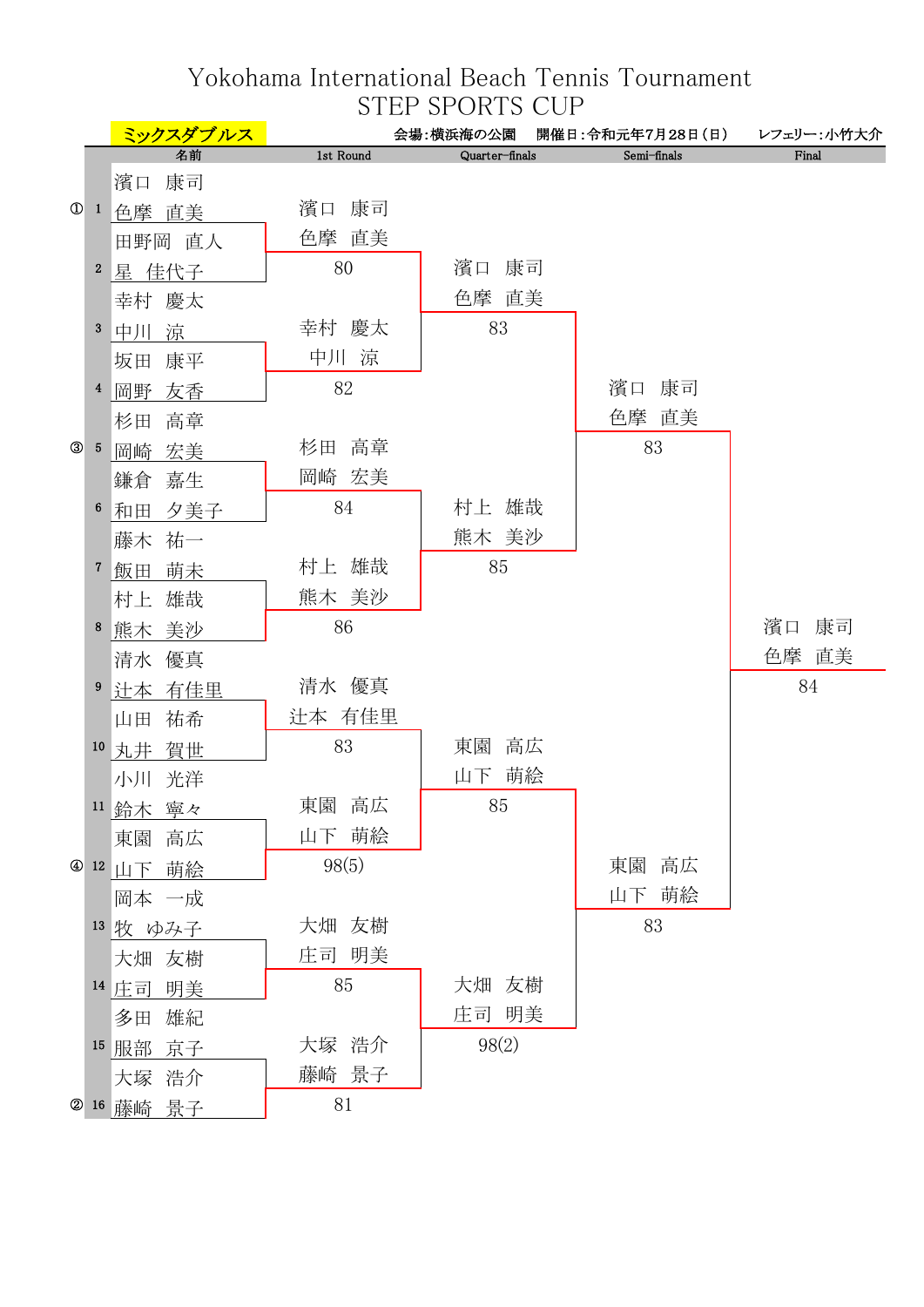# Yokohama International Beach Tennis Tournament
# STEP SPORTS CUP

**ミックスダブルス**　　会場：横浜海の公園　開催日：令和元年7月28日（日）　レフェリー：小竹大介

| Seed | No. | 名前 | 1st Round | Quarter-finals | Semi-finals | Final |
|---|---|---|---|---|---|---|
| ① | 1 | 濱口　康司 / 色摩　直美 | 濱口　康司 / 色摩　直美 80 | 濱口　康司 / 色摩　直美 83 | 濱口　康司 / 色摩　直美 83 | 濱口　康司 / 色摩　直美 84 |
| | 2 | 田野岡　直人 / 星　佳代子 | | | | |
| | 3 | 幸村　慶太 / 中川　涼 | 幸村　慶太 / 中川　涼 82 | | | |
| | 4 | 坂田　康平 / 岡野　友香 | | | | |
| ③ | 5 | 杉田　高章 / 岡崎　宏美 | 杉田　高章 / 岡崎　宏美 84 | 村上　雄哉 / 熊木　美沙 85 | | |
| | 6 | 鎌倉　嘉生 / 和田　夕美子 | | | | |
| | 7 | 藤木　祐一 / 飯田　萌未 | 村上　雄哉 / 熊木　美沙 86 | | | |
| | 8 | 村上　雄哉 / 熊木　美沙 | | | | |
| | 9 | 清水　優真 / 辻本　有佳里 | 清水　優真 / 辻本　有佳里 83 | 東園　高広 / 山下　萌絵 85 | 東園　高広 / 山下　萌絵 83 | |
| | 10 | 山田　祐希 / 丸井　賀世 | | | | |
| | 11 | 小川　光洋 / 鈴木　寧々 | 東園　高広 / 山下　萌絵 98(5) | | | |
| ④ | 12 | 東園　高広 / 山下　萌絵 | | | | |
| | 13 | 岡本　一成 / 牧　ゆみ子 | 大畑　友樹 / 庄司　明美 85 | 大畑　友樹 / 庄司　明美 98(2) | | |
| | 14 | 大畑　友樹 / 庄司　明美 | | | | |
| | 15 | 多田　雄紀 / 服部　京子 | 大塚　浩介 / 藤崎　景子 81 | | | |
| ② | 16 | 大塚　浩介 / 藤崎　景子 | | | | |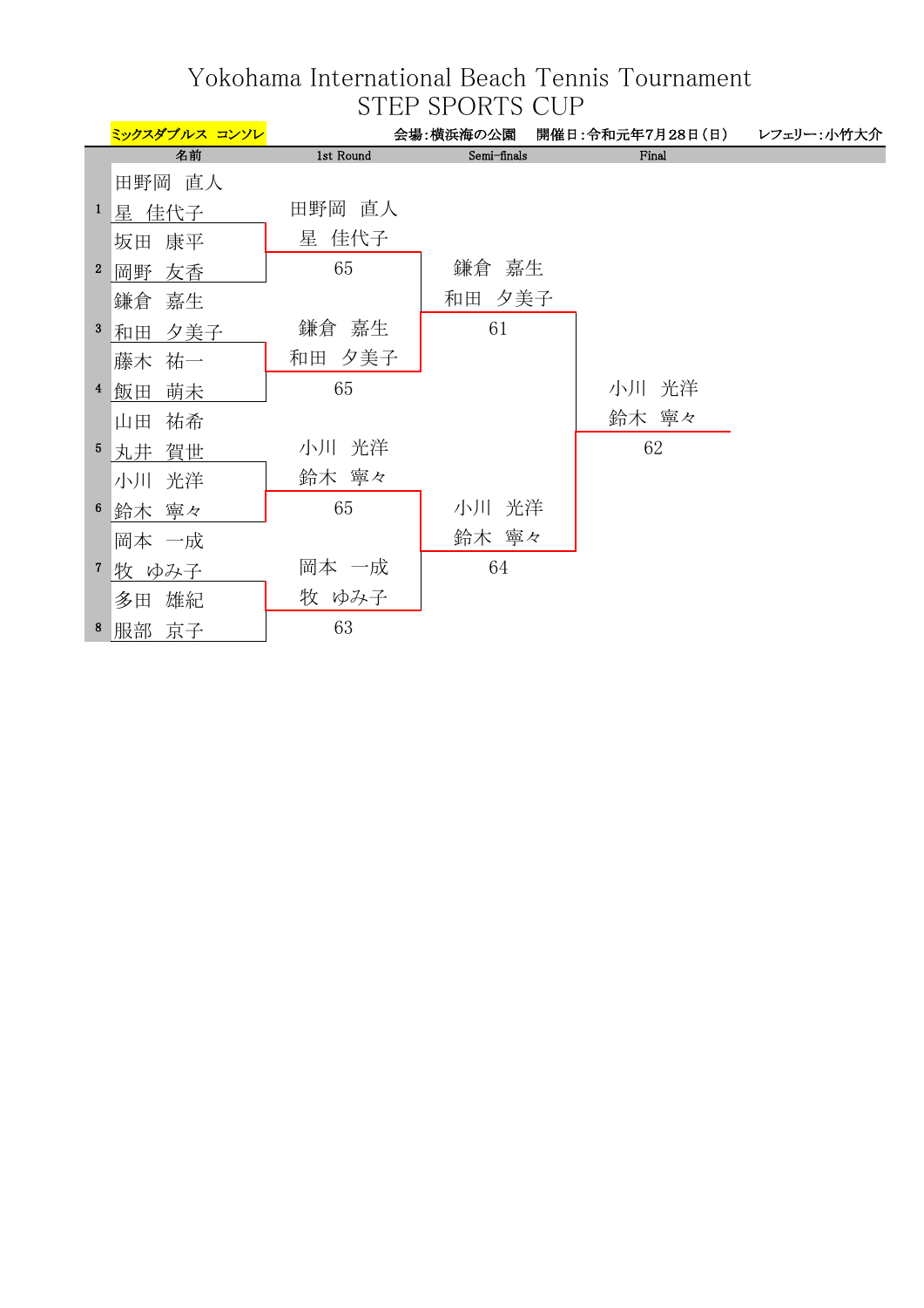# Yokohama International Beach Tennis Tournament
# STEP SPORTS CUP

ミックスダブルス　コンソレ　　会場：横浜海の公園　　開催日：令和元年7月28日（日）　　レフェリー：小竹大介

| | 名前 | 1st Round | Semi-finals | Final |
|---|---|---|---|---|
| 1 | 田野岡　直人<br>星　佳代子 | 田野岡　直人<br>星　佳代子<br>65 | | |
| 2 | 坂田　康平<br>岡野　友香 | | 鎌倉　嘉生<br>和田　夕美子<br>61 | |
| 3 | 鎌倉　嘉生<br>和田　夕美子 | 鎌倉　嘉生<br>和田　夕美子<br>65 | | |
| 4 | 藤木　祐一<br>飯田　萌未 | | | 小川　光洋<br>鈴木　寧々<br>62 |
| 5 | 山田　祐希<br>丸井　賀世 | 小川　光洋<br>鈴木　寧々<br>65 | | |
| 6 | 小川　光洋<br>鈴木　寧々 | | 小川　光洋<br>鈴木　寧々<br>64 | |
| 7 | 岡本　一成<br>牧　ゆみ子 | 岡本　一成<br>牧　ゆみ子<br>63 | | |
| 8 | 多田　雄紀<br>服部　京子 | | | |